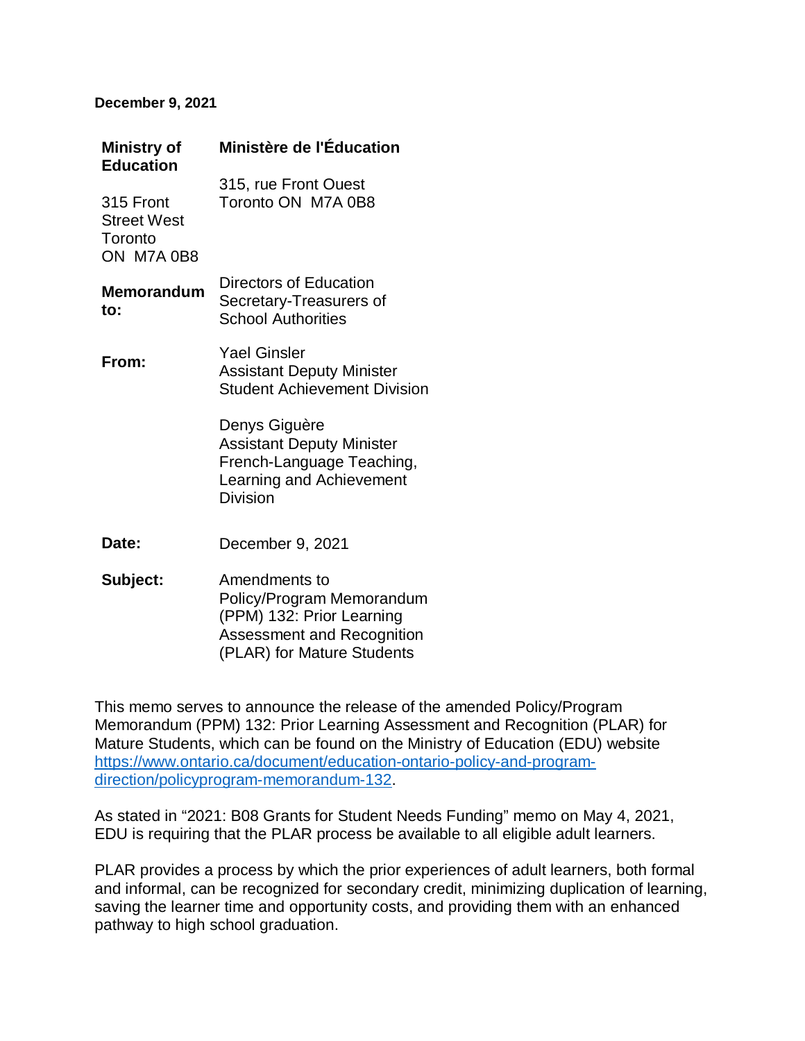**December 9, 2021**

| **Ministry of Education** | **Ministère de l'Éducation** |
|---|---|
| 315 Front Street West Toronto ON M7A 0B8 | 315, rue Front Ouest Toronto ON M7A 0B8 |
| **Memorandum to:** | Directors of Education<br>Secretary-Treasurers of School Authorities |
| **From:** | Yael Ginsler<br>Assistant Deputy Minister<br>Student Achievement Division<br><br>Denys Giguère<br>Assistant Deputy Minister<br>French-Language Teaching, Learning and Achievement Division |
| **Date:** | December 9, 2021 |
| **Subject:** | Amendments to Policy/Program Memorandum (PPM) 132: Prior Learning Assessment and Recognition (PLAR) for Mature Students |

This memo serves to announce the release of the amended Policy/Program Memorandum (PPM) 132: Prior Learning Assessment and Recognition (PLAR) for Mature Students, which can be found on the Ministry of Education (EDU) website https://www.ontario.ca/document/education-ontario-policy-and-program-direction/policyprogram-memorandum-132.

As stated in "2021: B08 Grants for Student Needs Funding" memo on May 4, 2021, EDU is requiring that the PLAR process be available to all eligible adult learners.

PLAR provides a process by which the prior experiences of adult learners, both formal and informal, can be recognized for secondary credit, minimizing duplication of learning, saving the learner time and opportunity costs, and providing them with an enhanced pathway to high school graduation.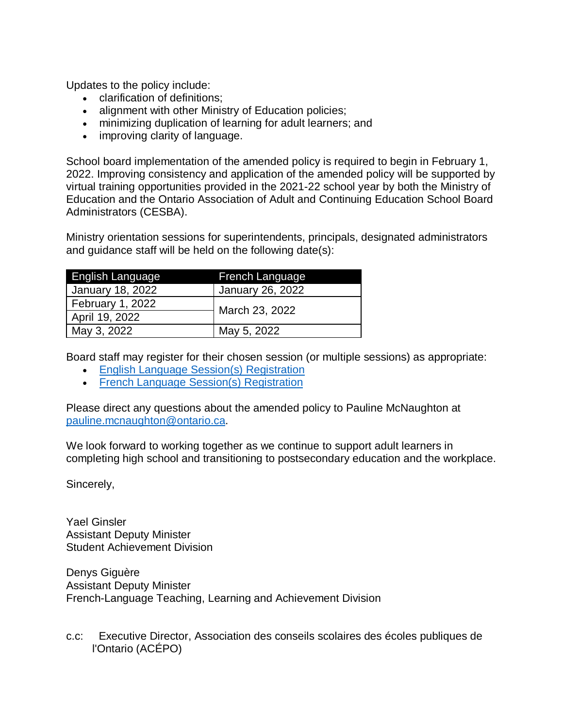Updates to the policy include:

- clarification of definitions;
- alignment with other Ministry of Education policies;
- minimizing duplication of learning for adult learners; and
- improving clarity of language.

School board implementation of the amended policy is required to begin in February 1, 2022. Improving consistency and application of the amended policy will be supported by virtual training opportunities provided in the 2021-22 school year by both the Ministry of Education and the Ontario Association of Adult and Continuing Education School Board Administrators (CESBA).

Ministry orientation sessions for superintendents, principals, designated administrators and guidance staff will be held on the following date(s):

| English Language | French Language |
|---|---|
| January 18, 2022 | January 26, 2022 |
| February 1, 2022 | March 23, 2022 |
| April 19, 2022 | |
| May 3, 2022 | May 5, 2022 |

Board staff may register for their chosen session (or multiple sessions) as appropriate:

- English Language Session(s) Registration
- French Language Session(s) Registration

Please direct any questions about the amended policy to Pauline McNaughton at pauline.mcnaughton@ontario.ca.

We look forward to working together as we continue to support adult learners in completing high school and transitioning to postsecondary education and the workplace.

Sincerely,

Yael Ginsler
Assistant Deputy Minister
Student Achievement Division

Denys Giguère
Assistant Deputy Minister
French-Language Teaching, Learning and Achievement Division

c.c: Executive Director, Association des conseils scolaires des écoles publiques de l'Ontario (ACÉPO)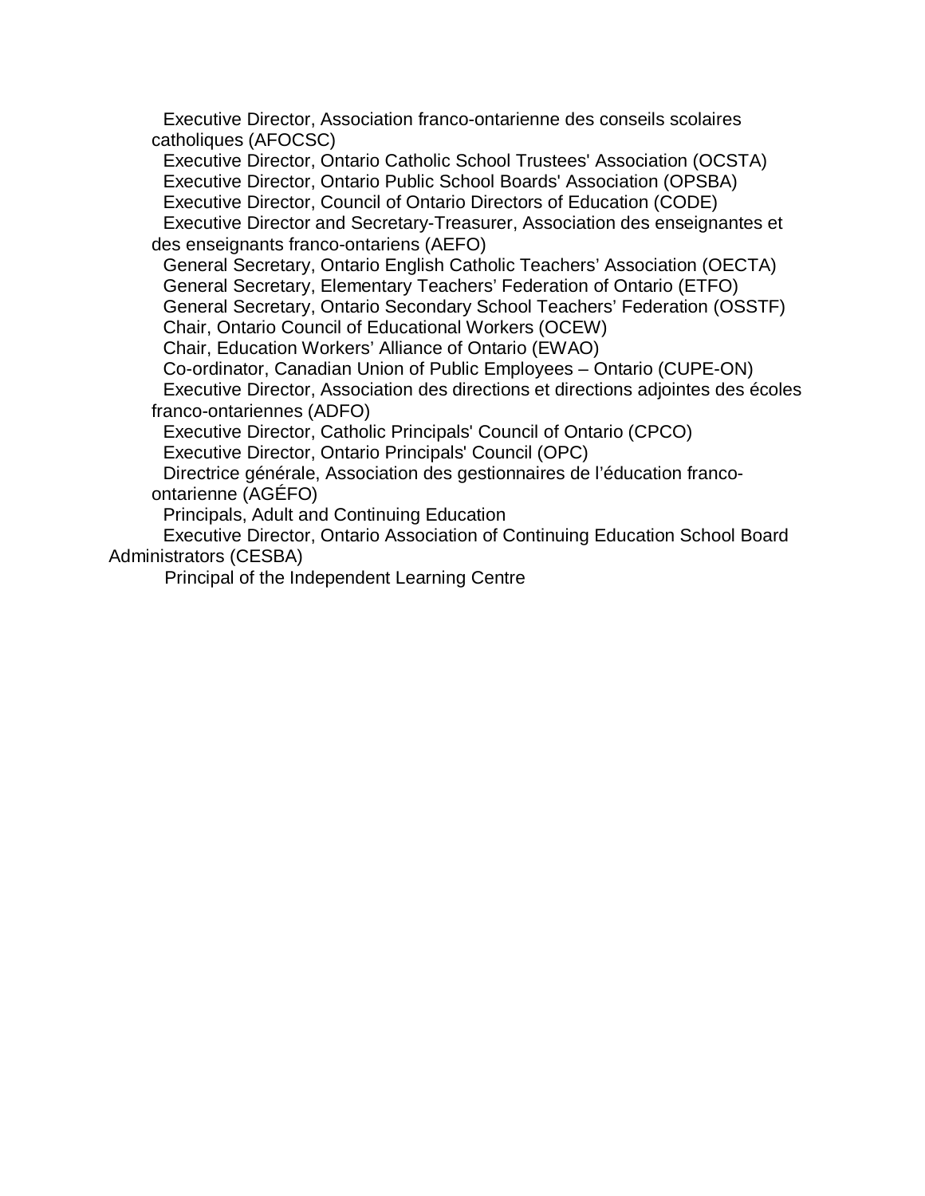Executive Director, Association franco-ontarienne des conseils scolaires catholiques (AFOCSC)
Executive Director, Ontario Catholic School Trustees' Association (OCSTA)
Executive Director, Ontario Public School Boards' Association (OPSBA)
Executive Director, Council of Ontario Directors of Education (CODE)
Executive Director and Secretary-Treasurer, Association des enseignantes et des enseignants franco-ontariens (AEFO)
General Secretary, Ontario English Catholic Teachers' Association (OECTA)
General Secretary, Elementary Teachers' Federation of Ontario (ETFO)
General Secretary, Ontario Secondary School Teachers' Federation (OSSTF)
Chair, Ontario Council of Educational Workers (OCEW)
Chair, Education Workers' Alliance of Ontario (EWAO)
Co-ordinator, Canadian Union of Public Employees – Ontario (CUPE-ON)
Executive Director, Association des directions et directions adjointes des écoles franco-ontariennes (ADFO)
Executive Director, Catholic Principals' Council of Ontario (CPCO)
Executive Director, Ontario Principals' Council (OPC)
Directrice générale, Association des gestionnaires de l'éducation franco-ontarienne (AGÉFO)
Principals, Adult and Continuing Education
Executive Director, Ontario Association of Continuing Education School Board Administrators (CESBA)
Principal of the Independent Learning Centre